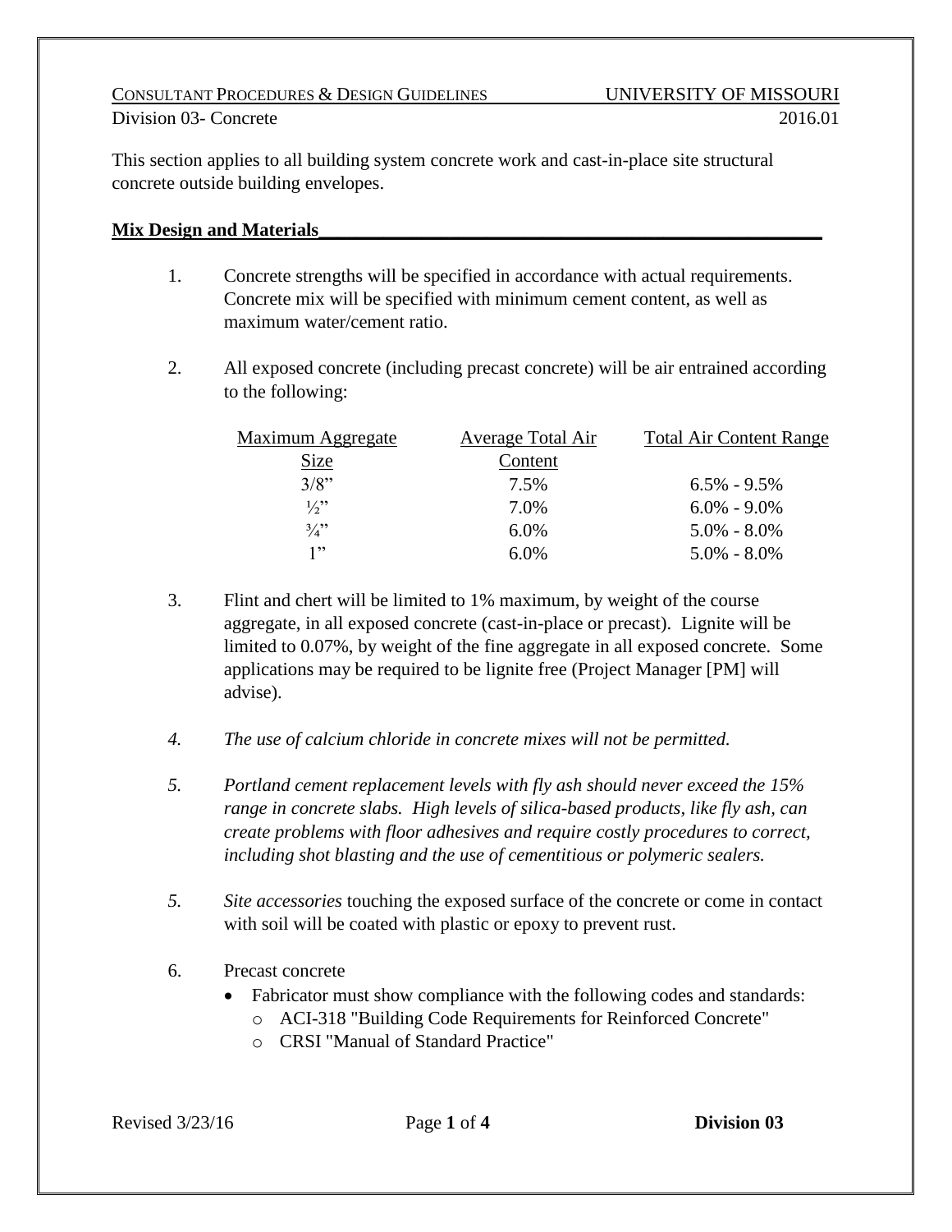CONSULTANT PROCEDURES & DESIGN GUIDELINES UNIVERSITY OF MISSOURI

Division 03- Concrete 2016.01

This section applies to all building system concrete work and cast-in-place site structural concrete outside building envelopes.

## Mix Design and Materials

1. Concrete strengths will be specified in accordance with actual requirements. Concrete mix will be specified with minimum cement content, as well as maximum water/cement ratio.

2. All exposed concrete (including precast concrete) will be air entrained according to the following:

| Maximum Aggregate Size | Average Total Air Content | Total Air Content Range |
|---|---|---|
| 3/8" | 7.5% | 6.5% - 9.5% |
| ½" | 7.0% | 6.0% - 9.0% |
| ¾" | 6.0% | 5.0% - 8.0% |
| 1" | 6.0% | 5.0% - 8.0% |

3. Flint and chert will be limited to 1% maximum, by weight of the course aggregate, in all exposed concrete (cast-in-place or precast). Lignite will be limited to 0.07%, by weight of the fine aggregate in all exposed concrete. Some applications may be required to be lignite free (Project Manager [PM] will advise).

*4. The use of calcium chloride in concrete mixes will not be permitted.*

*5. Portland cement replacement levels with fly ash should never exceed the 15% range in concrete slabs. High levels of silica-based products, like fly ash, can create problems with floor adhesives and require costly procedures to correct, including shot blasting and the use of cementitious or polymeric sealers.*

*5.* *Site accessories* touching the exposed surface of the concrete or come in contact with soil will be coated with plastic or epoxy to prevent rust.

6. Precast concrete
    - Fabricator must show compliance with the following codes and standards:
        - ACI-318 "Building Code Requirements for Reinforced Concrete"
        - CRSI "Manual of Standard Practice"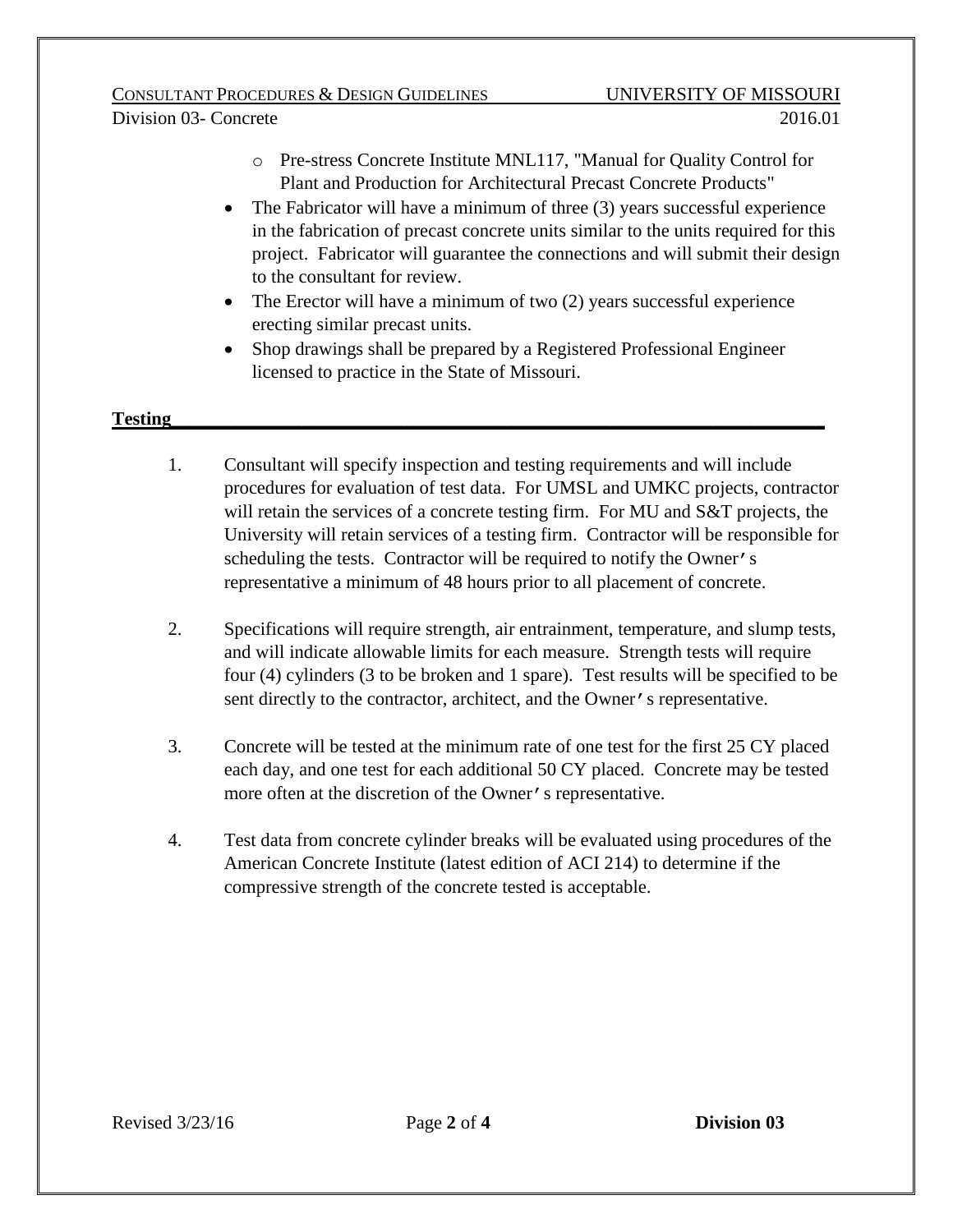- Pre-stress Concrete Institute MNL117, "Manual for Quality Control for Plant and Production for Architectural Precast Concrete Products"

- The Fabricator will have a minimum of three (3) years successful experience in the fabrication of precast concrete units similar to the units required for this project. Fabricator will guarantee the connections and will submit their design to the consultant for review.
- The Erector will have a minimum of two (2) years successful experience erecting similar precast units.
- Shop drawings shall be prepared by a Registered Professional Engineer licensed to practice in the State of Missouri.

**Testing**

1. Consultant will specify inspection and testing requirements and will include procedures for evaluation of test data. For UMSL and UMKC projects, contractor will retain the services of a concrete testing firm. For MU and S&T projects, the University will retain services of a testing firm. Contractor will be responsible for scheduling the tests. Contractor will be required to notify the Owner's representative a minimum of 48 hours prior to all placement of concrete.

2. Specifications will require strength, air entrainment, temperature, and slump tests, and will indicate allowable limits for each measure. Strength tests will require four (4) cylinders (3 to be broken and 1 spare). Test results will be specified to be sent directly to the contractor, architect, and the Owner's representative.

3. Concrete will be tested at the minimum rate of one test for the first 25 CY placed each day, and one test for each additional 50 CY placed. Concrete may be tested more often at the discretion of the Owner's representative.

4. Test data from concrete cylinder breaks will be evaluated using procedures of the American Concrete Institute (latest edition of ACI 214) to determine if the compressive strength of the concrete tested is acceptable.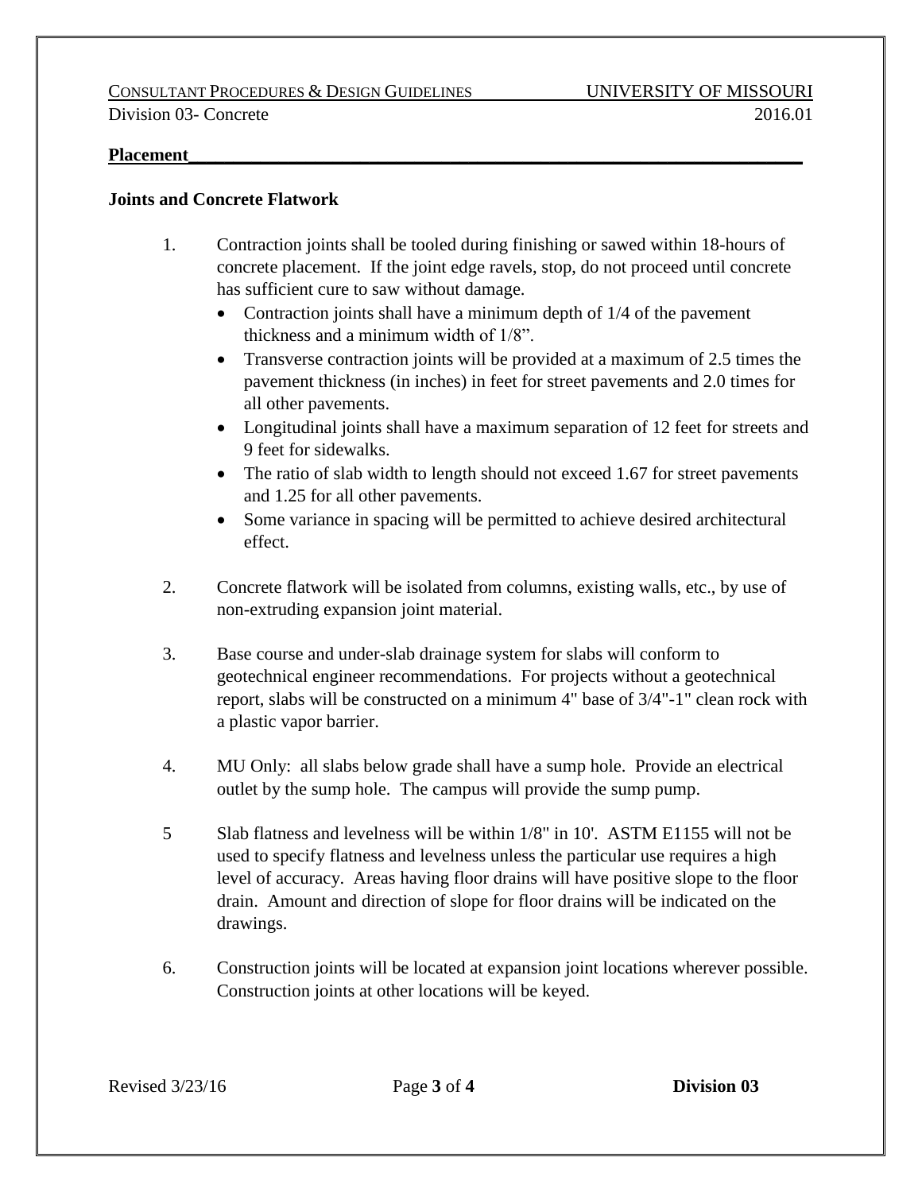**Placement**

**Joints and Concrete Flatwork**

1. Contraction joints shall be tooled during finishing or sawed within 18-hours of concrete placement. If the joint edge ravels, stop, do not proceed until concrete has sufficient cure to saw without damage.
   - Contraction joints shall have a minimum depth of 1/4 of the pavement thickness and a minimum width of 1/8”.
   - Transverse contraction joints will be provided at a maximum of 2.5 times the pavement thickness (in inches) in feet for street pavements and 2.0 times for all other pavements.
   - Longitudinal joints shall have a maximum separation of 12 feet for streets and 9 feet for sidewalks.
   - The ratio of slab width to length should not exceed 1.67 for street pavements and 1.25 for all other pavements.
   - Some variance in spacing will be permitted to achieve desired architectural effect.

2. Concrete flatwork will be isolated from columns, existing walls, etc., by use of non-extruding expansion joint material.

3. Base course and under-slab drainage system for slabs will conform to geotechnical engineer recommendations. For projects without a geotechnical report, slabs will be constructed on a minimum 4" base of 3/4"-1" clean rock with a plastic vapor barrier.

4. MU Only: all slabs below grade shall have a sump hole. Provide an electrical outlet by the sump hole. The campus will provide the sump pump.

5. Slab flatness and levelness will be within 1/8" in 10'. ASTM E1155 will not be used to specify flatness and levelness unless the particular use requires a high level of accuracy. Areas having floor drains will have positive slope to the floor drain. Amount and direction of slope for floor drains will be indicated on the drawings.

6. Construction joints will be located at expansion joint locations wherever possible. Construction joints at other locations will be keyed.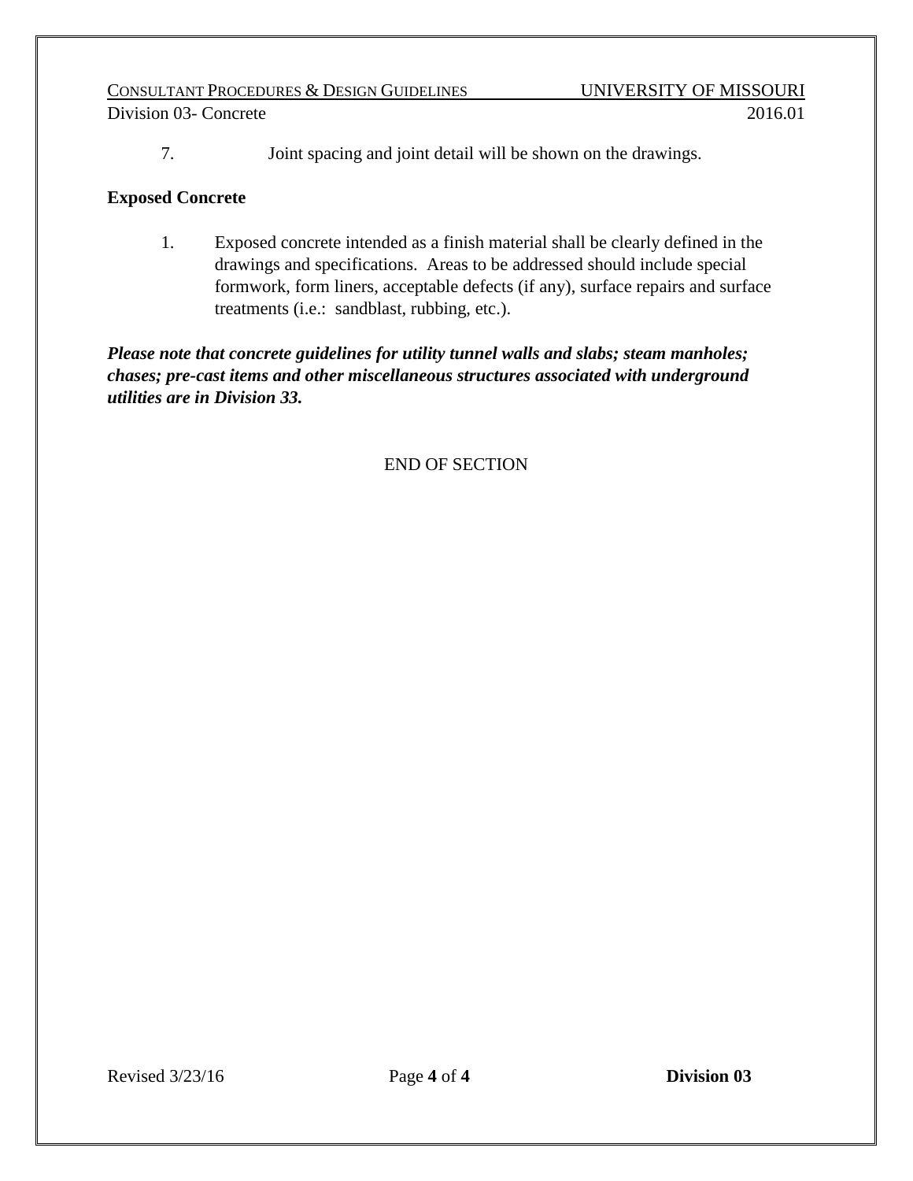7. Joint spacing and joint detail will be shown on the drawings.

**Exposed Concrete**

1. Exposed concrete intended as a finish material shall be clearly defined in the drawings and specifications. Areas to be addressed should include special formwork, form liners, acceptable defects (if any), surface repairs and surface treatments (i.e.: sandblast, rubbing, etc.).

***Please note that concrete guidelines for utility tunnel walls and slabs; steam manholes; chases; pre-cast items and other miscellaneous structures associated with underground utilities are in Division 33.***

END OF SECTION